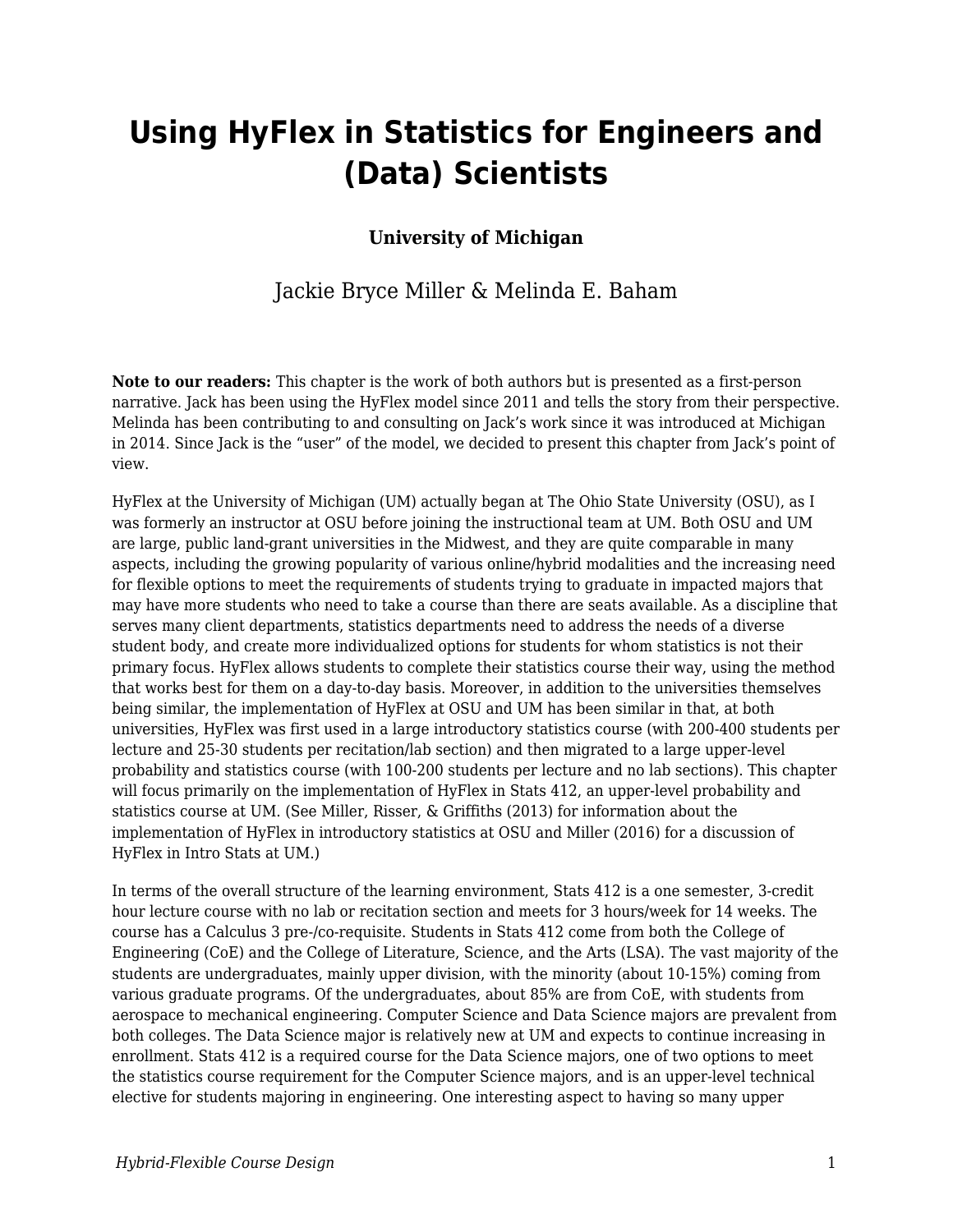# Using HyFlex in Statistics for Engineers and (Data) Scientists

**University of Michigan**

Jackie Bryce Miller & Melinda E. Baham

**Note to our readers:** This chapter is the work of both authors but is presented as a first-person narrative. Jack has been using the HyFlex model since 2011 and tells the story from their perspective. Melinda has been contributing to and consulting on Jack's work since it was introduced at Michigan in 2014. Since Jack is the "user" of the model, we decided to present this chapter from Jack's point of view.

HyFlex at the University of Michigan (UM) actually began at The Ohio State University (OSU), as I was formerly an instructor at OSU before joining the instructional team at UM. Both OSU and UM are large, public land-grant universities in the Midwest, and they are quite comparable in many aspects, including the growing popularity of various online/hybrid modalities and the increasing need for flexible options to meet the requirements of students trying to graduate in impacted majors that may have more students who need to take a course than there are seats available. As a discipline that serves many client departments, statistics departments need to address the needs of a diverse student body, and create more individualized options for students for whom statistics is not their primary focus. HyFlex allows students to complete their statistics course their way, using the method that works best for them on a day-to-day basis. Moreover, in addition to the universities themselves being similar, the implementation of HyFlex at OSU and UM has been similar in that, at both universities, HyFlex was first used in a large introductory statistics course (with 200-400 students per lecture and 25-30 students per recitation/lab section) and then migrated to a large upper-level probability and statistics course (with 100-200 students per lecture and no lab sections). This chapter will focus primarily on the implementation of HyFlex in Stats 412, an upper-level probability and statistics course at UM. (See Miller, Risser, & Griffiths (2013) for information about the implementation of HyFlex in introductory statistics at OSU and Miller (2016) for a discussion of HyFlex in Intro Stats at UM.)

In terms of the overall structure of the learning environment, Stats 412 is a one semester, 3-credit hour lecture course with no lab or recitation section and meets for 3 hours/week for 14 weeks. The course has a Calculus 3 pre-/co-requisite. Students in Stats 412 come from both the College of Engineering (CoE) and the College of Literature, Science, and the Arts (LSA). The vast majority of the students are undergraduates, mainly upper division, with the minority (about 10-15%) coming from various graduate programs. Of the undergraduates, about 85% are from CoE, with students from aerospace to mechanical engineering. Computer Science and Data Science majors are prevalent from both colleges. The Data Science major is relatively new at UM and expects to continue increasing in enrollment. Stats 412 is a required course for the Data Science majors, one of two options to meet the statistics course requirement for the Computer Science majors, and is an upper-level technical elective for students majoring in engineering. One interesting aspect to having so many upper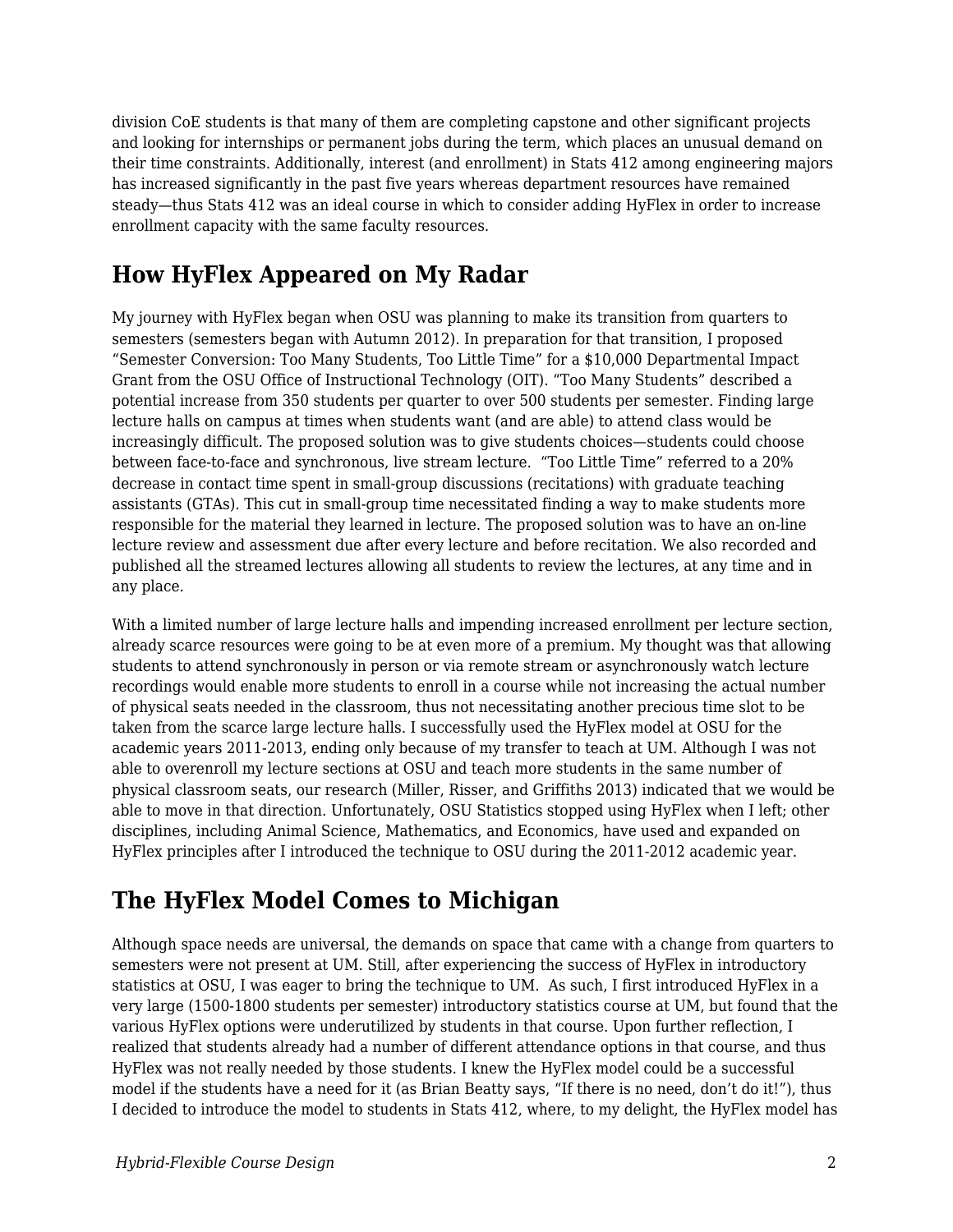division CoE students is that many of them are completing capstone and other significant projects and looking for internships or permanent jobs during the term, which places an unusual demand on their time constraints. Additionally, interest (and enrollment) in Stats 412 among engineering majors has increased significantly in the past five years whereas department resources have remained steady—thus Stats 412 was an ideal course in which to consider adding HyFlex in order to increase enrollment capacity with the same faculty resources.

## How HyFlex Appeared on My Radar

My journey with HyFlex began when OSU was planning to make its transition from quarters to semesters (semesters began with Autumn 2012). In preparation for that transition, I proposed "Semester Conversion: Too Many Students, Too Little Time" for a $10,000 Departmental Impact Grant from the OSU Office of Instructional Technology (OIT). "Too Many Students" described a potential increase from 350 students per quarter to over 500 students per semester. Finding large lecture halls on campus at times when students want (and are able) to attend class would be increasingly difficult. The proposed solution was to give students choices—students could choose between face-to-face and synchronous, live stream lecture. "Too Little Time" referred to a 20% decrease in contact time spent in small-group discussions (recitations) with graduate teaching assistants (GTAs). This cut in small-group time necessitated finding a way to make students more responsible for the material they learned in lecture. The proposed solution was to have an on-line lecture review and assessment due after every lecture and before recitation. We also recorded and published all the streamed lectures allowing all students to review the lectures, at any time and in any place.

With a limited number of large lecture halls and impending increased enrollment per lecture section, already scarce resources were going to be at even more of a premium. My thought was that allowing students to attend synchronously in person or via remote stream or asynchronously watch lecture recordings would enable more students to enroll in a course while not increasing the actual number of physical seats needed in the classroom, thus not necessitating another precious time slot to be taken from the scarce large lecture halls. I successfully used the HyFlex model at OSU for the academic years 2011-2013, ending only because of my transfer to teach at UM. Although I was not able to overenroll my lecture sections at OSU and teach more students in the same number of physical classroom seats, our research (Miller, Risser, and Griffiths 2013) indicated that we would be able to move in that direction. Unfortunately, OSU Statistics stopped using HyFlex when I left; other disciplines, including Animal Science, Mathematics, and Economics, have used and expanded on HyFlex principles after I introduced the technique to OSU during the 2011-2012 academic year.

## The HyFlex Model Comes to Michigan

Although space needs are universal, the demands on space that came with a change from quarters to semesters were not present at UM. Still, after experiencing the success of HyFlex in introductory statistics at OSU, I was eager to bring the technique to UM. As such, I first introduced HyFlex in a very large (1500-1800 students per semester) introductory statistics course at UM, but found that the various HyFlex options were underutilized by students in that course. Upon further reflection, I realized that students already had a number of different attendance options in that course, and thus HyFlex was not really needed by those students. I knew the HyFlex model could be a successful model if the students have a need for it (as Brian Beatty says, "If there is no need, don't do it!"), thus I decided to introduce the model to students in Stats 412, where, to my delight, the HyFlex model has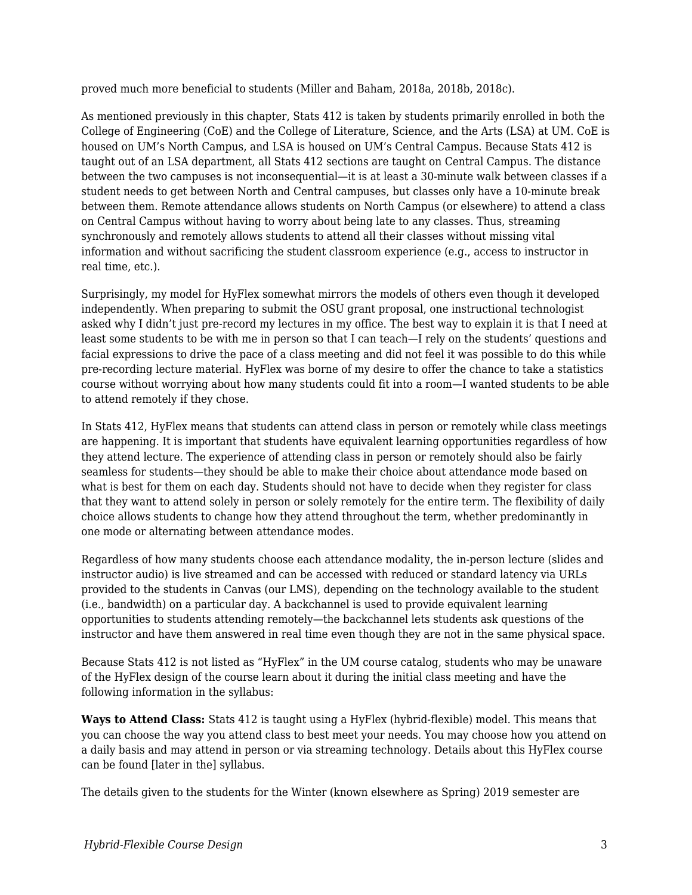proved much more beneficial to students (Miller and Baham, 2018a, 2018b, 2018c).

As mentioned previously in this chapter, Stats 412 is taken by students primarily enrolled in both the College of Engineering (CoE) and the College of Literature, Science, and the Arts (LSA) at UM. CoE is housed on UM's North Campus, and LSA is housed on UM's Central Campus. Because Stats 412 is taught out of an LSA department, all Stats 412 sections are taught on Central Campus. The distance between the two campuses is not inconsequential—it is at least a 30-minute walk between classes if a student needs to get between North and Central campuses, but classes only have a 10-minute break between them. Remote attendance allows students on North Campus (or elsewhere) to attend a class on Central Campus without having to worry about being late to any classes. Thus, streaming synchronously and remotely allows students to attend all their classes without missing vital information and without sacrificing the student classroom experience (e.g., access to instructor in real time, etc.).

Surprisingly, my model for HyFlex somewhat mirrors the models of others even though it developed independently. When preparing to submit the OSU grant proposal, one instructional technologist asked why I didn't just pre-record my lectures in my office. The best way to explain it is that I need at least some students to be with me in person so that I can teach—I rely on the students' questions and facial expressions to drive the pace of a class meeting and did not feel it was possible to do this while pre-recording lecture material. HyFlex was borne of my desire to offer the chance to take a statistics course without worrying about how many students could fit into a room—I wanted students to be able to attend remotely if they chose.

In Stats 412, HyFlex means that students can attend class in person or remotely while class meetings are happening. It is important that students have equivalent learning opportunities regardless of how they attend lecture. The experience of attending class in person or remotely should also be fairly seamless for students—they should be able to make their choice about attendance mode based on what is best for them on each day. Students should not have to decide when they register for class that they want to attend solely in person or solely remotely for the entire term. The flexibility of daily choice allows students to change how they attend throughout the term, whether predominantly in one mode or alternating between attendance modes.

Regardless of how many students choose each attendance modality, the in-person lecture (slides and instructor audio) is live streamed and can be accessed with reduced or standard latency via URLs provided to the students in Canvas (our LMS), depending on the technology available to the student (i.e., bandwidth) on a particular day. A backchannel is used to provide equivalent learning opportunities to students attending remotely—the backchannel lets students ask questions of the instructor and have them answered in real time even though they are not in the same physical space.

Because Stats 412 is not listed as "HyFlex" in the UM course catalog, students who may be unaware of the HyFlex design of the course learn about it during the initial class meeting and have the following information in the syllabus:

**Ways to Attend Class:** Stats 412 is taught using a HyFlex (hybrid-flexible) model. This means that you can choose the way you attend class to best meet your needs. You may choose how you attend on a daily basis and may attend in person or via streaming technology. Details about this HyFlex course can be found [later in the] syllabus.

The details given to the students for the Winter (known elsewhere as Spring) 2019 semester are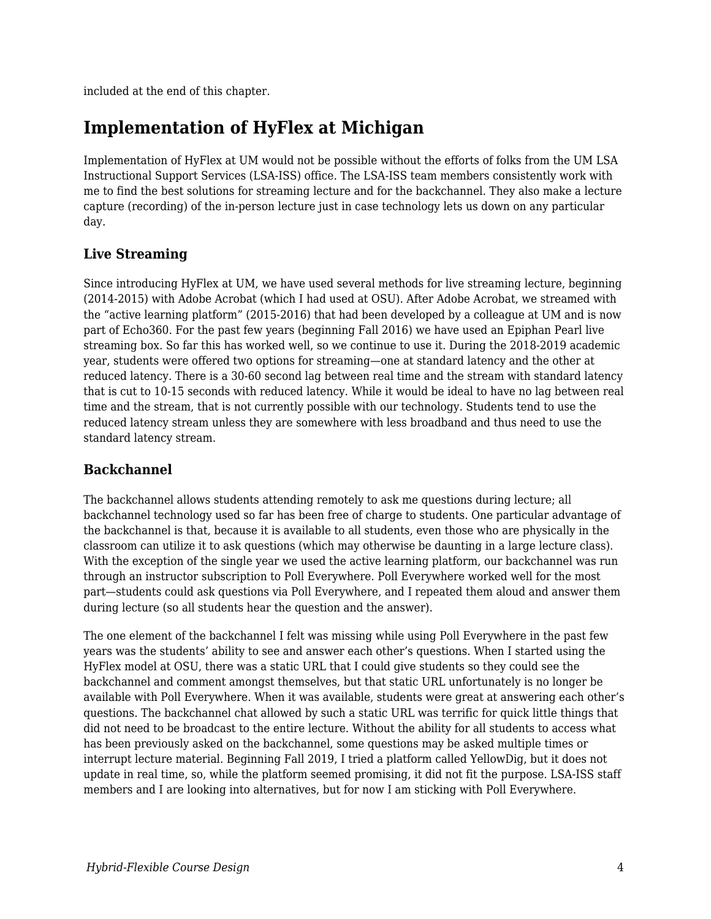included at the end of this chapter.

## Implementation of HyFlex at Michigan

Implementation of HyFlex at UM would not be possible without the efforts of folks from the UM LSA Instructional Support Services (LSA-ISS) office. The LSA-ISS team members consistently work with me to find the best solutions for streaming lecture and for the backchannel. They also make a lecture capture (recording) of the in-person lecture just in case technology lets us down on any particular day.

### Live Streaming

Since introducing HyFlex at UM, we have used several methods for live streaming lecture, beginning (2014-2015) with Adobe Acrobat (which I had used at OSU). After Adobe Acrobat, we streamed with the "active learning platform" (2015-2016) that had been developed by a colleague at UM and is now part of Echo360. For the past few years (beginning Fall 2016) we have used an Epiphan Pearl live streaming box. So far this has worked well, so we continue to use it. During the 2018-2019 academic year, students were offered two options for streaming—one at standard latency and the other at reduced latency. There is a 30-60 second lag between real time and the stream with standard latency that is cut to 10-15 seconds with reduced latency. While it would be ideal to have no lag between real time and the stream, that is not currently possible with our technology. Students tend to use the reduced latency stream unless they are somewhere with less broadband and thus need to use the standard latency stream.

### Backchannel

The backchannel allows students attending remotely to ask me questions during lecture; all backchannel technology used so far has been free of charge to students. One particular advantage of the backchannel is that, because it is available to all students, even those who are physically in the classroom can utilize it to ask questions (which may otherwise be daunting in a large lecture class). With the exception of the single year we used the active learning platform, our backchannel was run through an instructor subscription to Poll Everywhere. Poll Everywhere worked well for the most part—students could ask questions via Poll Everywhere, and I repeated them aloud and answer them during lecture (so all students hear the question and the answer).

The one element of the backchannel I felt was missing while using Poll Everywhere in the past few years was the students' ability to see and answer each other's questions. When I started using the HyFlex model at OSU, there was a static URL that I could give students so they could see the backchannel and comment amongst themselves, but that static URL unfortunately is no longer be available with Poll Everywhere. When it was available, students were great at answering each other's questions. The backchannel chat allowed by such a static URL was terrific for quick little things that did not need to be broadcast to the entire lecture. Without the ability for all students to access what has been previously asked on the backchannel, some questions may be asked multiple times or interrupt lecture material. Beginning Fall 2019, I tried a platform called YellowDig, but it does not update in real time, so, while the platform seemed promising, it did not fit the purpose. LSA-ISS staff members and I are looking into alternatives, but for now I am sticking with Poll Everywhere.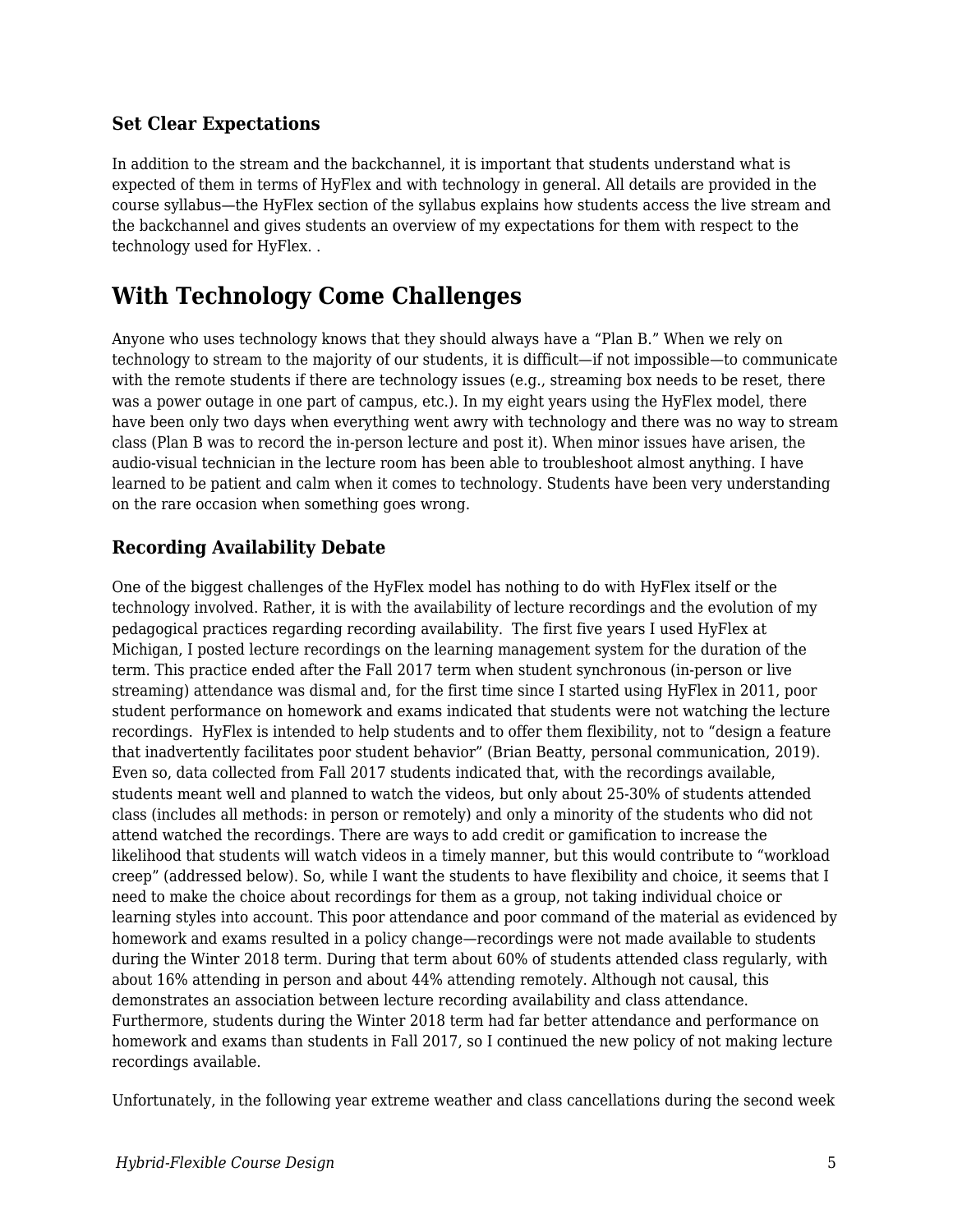### Set Clear Expectations

In addition to the stream and the backchannel, it is important that students understand what is expected of them in terms of HyFlex and with technology in general. All details are provided in the course syllabus—the HyFlex section of the syllabus explains how students access the live stream and the backchannel and gives students an overview of my expectations for them with respect to the technology used for HyFlex. .

## With Technology Come Challenges

Anyone who uses technology knows that they should always have a "Plan B." When we rely on technology to stream to the majority of our students, it is difficult—if not impossible—to communicate with the remote students if there are technology issues (e.g., streaming box needs to be reset, there was a power outage in one part of campus, etc.). In my eight years using the HyFlex model, there have been only two days when everything went awry with technology and there was no way to stream class (Plan B was to record the in-person lecture and post it). When minor issues have arisen, the audio-visual technician in the lecture room has been able to troubleshoot almost anything. I have learned to be patient and calm when it comes to technology. Students have been very understanding on the rare occasion when something goes wrong.

### Recording Availability Debate

One of the biggest challenges of the HyFlex model has nothing to do with HyFlex itself or the technology involved. Rather, it is with the availability of lecture recordings and the evolution of my pedagogical practices regarding recording availability. The first five years I used HyFlex at Michigan, I posted lecture recordings on the learning management system for the duration of the term. This practice ended after the Fall 2017 term when student synchronous (in-person or live streaming) attendance was dismal and, for the first time since I started using HyFlex in 2011, poor student performance on homework and exams indicated that students were not watching the lecture recordings. HyFlex is intended to help students and to offer them flexibility, not to "design a feature that inadvertently facilitates poor student behavior" (Brian Beatty, personal communication, 2019). Even so, data collected from Fall 2017 students indicated that, with the recordings available, students meant well and planned to watch the videos, but only about 25-30% of students attended class (includes all methods: in person or remotely) and only a minority of the students who did not attend watched the recordings. There are ways to add credit or gamification to increase the likelihood that students will watch videos in a timely manner, but this would contribute to "workload creep" (addressed below). So, while I want the students to have flexibility and choice, it seems that I need to make the choice about recordings for them as a group, not taking individual choice or learning styles into account. This poor attendance and poor command of the material as evidenced by homework and exams resulted in a policy change—recordings were not made available to students during the Winter 2018 term. During that term about 60% of students attended class regularly, with about 16% attending in person and about 44% attending remotely. Although not causal, this demonstrates an association between lecture recording availability and class attendance. Furthermore, students during the Winter 2018 term had far better attendance and performance on homework and exams than students in Fall 2017, so I continued the new policy of not making lecture recordings available.

Unfortunately, in the following year extreme weather and class cancellations during the second week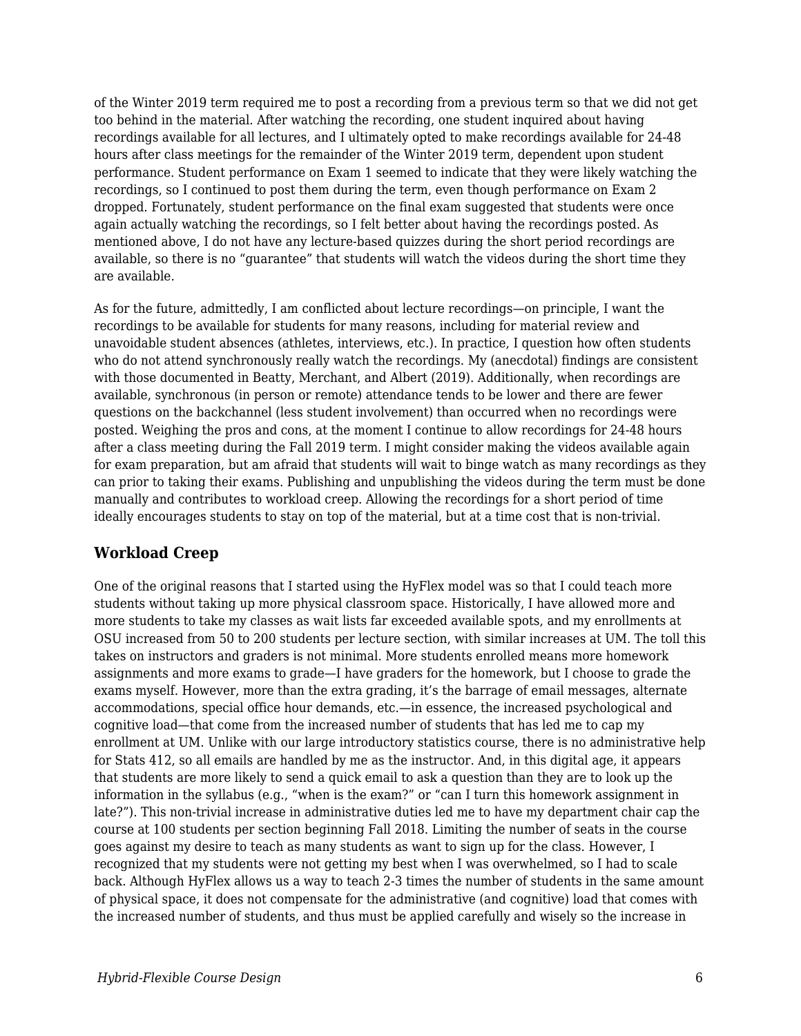of the Winter 2019 term required me to post a recording from a previous term so that we did not get too behind in the material. After watching the recording, one student inquired about having recordings available for all lectures, and I ultimately opted to make recordings available for 24-48 hours after class meetings for the remainder of the Winter 2019 term, dependent upon student performance. Student performance on Exam 1 seemed to indicate that they were likely watching the recordings, so I continued to post them during the term, even though performance on Exam 2 dropped. Fortunately, student performance on the final exam suggested that students were once again actually watching the recordings, so I felt better about having the recordings posted. As mentioned above, I do not have any lecture-based quizzes during the short period recordings are available, so there is no "guarantee" that students will watch the videos during the short time they are available.

As for the future, admittedly, I am conflicted about lecture recordings—on principle, I want the recordings to be available for students for many reasons, including for material review and unavoidable student absences (athletes, interviews, etc.). In practice, I question how often students who do not attend synchronously really watch the recordings. My (anecdotal) findings are consistent with those documented in Beatty, Merchant, and Albert (2019). Additionally, when recordings are available, synchronous (in person or remote) attendance tends to be lower and there are fewer questions on the backchannel (less student involvement) than occurred when no recordings were posted. Weighing the pros and cons, at the moment I continue to allow recordings for 24-48 hours after a class meeting during the Fall 2019 term. I might consider making the videos available again for exam preparation, but am afraid that students will wait to binge watch as many recordings as they can prior to taking their exams. Publishing and unpublishing the videos during the term must be done manually and contributes to workload creep. Allowing the recordings for a short period of time ideally encourages students to stay on top of the material, but at a time cost that is non-trivial.

### Workload Creep

One of the original reasons that I started using the HyFlex model was so that I could teach more students without taking up more physical classroom space. Historically, I have allowed more and more students to take my classes as wait lists far exceeded available spots, and my enrollments at OSU increased from 50 to 200 students per lecture section, with similar increases at UM. The toll this takes on instructors and graders is not minimal. More students enrolled means more homework assignments and more exams to grade—I have graders for the homework, but I choose to grade the exams myself. However, more than the extra grading, it's the barrage of email messages, alternate accommodations, special office hour demands, etc.—in essence, the increased psychological and cognitive load—that come from the increased number of students that has led me to cap my enrollment at UM. Unlike with our large introductory statistics course, there is no administrative help for Stats 412, so all emails are handled by me as the instructor. And, in this digital age, it appears that students are more likely to send a quick email to ask a question than they are to look up the information in the syllabus (e.g., "when is the exam?" or "can I turn this homework assignment in late?"). This non-trivial increase in administrative duties led me to have my department chair cap the course at 100 students per section beginning Fall 2018. Limiting the number of seats in the course goes against my desire to teach as many students as want to sign up for the class. However, I recognized that my students were not getting my best when I was overwhelmed, so I had to scale back. Although HyFlex allows us a way to teach 2-3 times the number of students in the same amount of physical space, it does not compensate for the administrative (and cognitive) load that comes with the increased number of students, and thus must be applied carefully and wisely so the increase in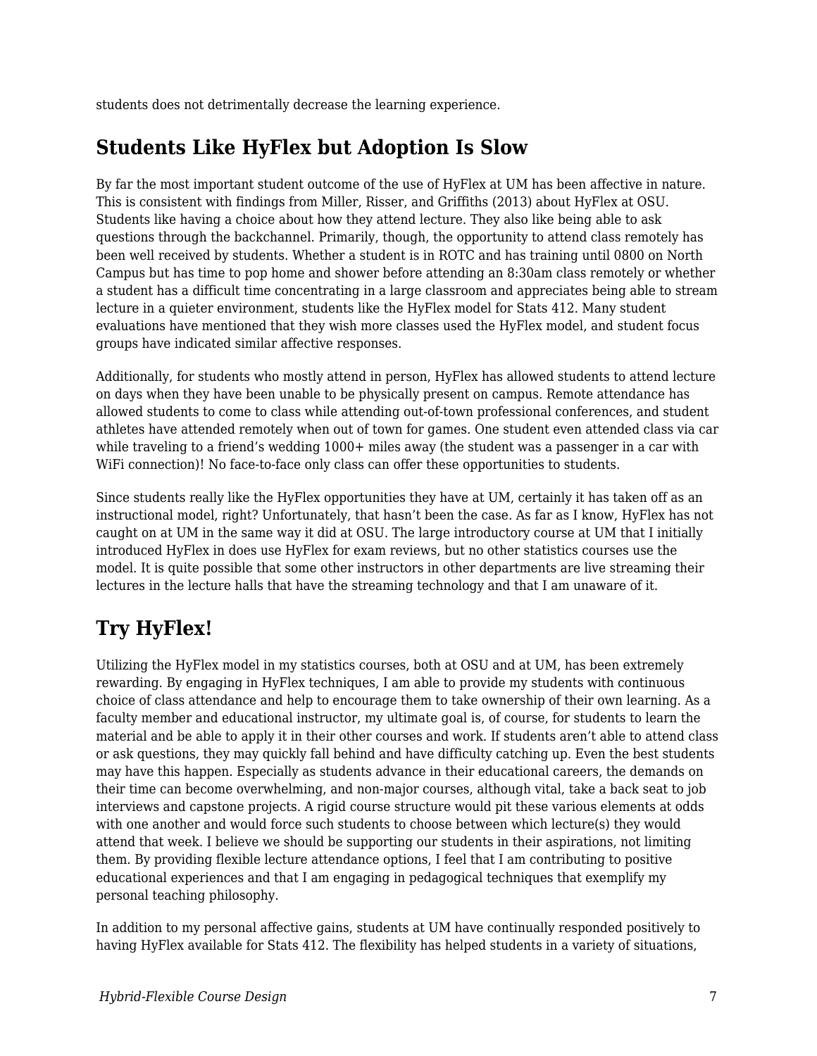students does not detrimentally decrease the learning experience.

## Students Like HyFlex but Adoption Is Slow

By far the most important student outcome of the use of HyFlex at UM has been affective in nature. This is consistent with findings from Miller, Risser, and Griffiths (2013) about HyFlex at OSU. Students like having a choice about how they attend lecture. They also like being able to ask questions through the backchannel. Primarily, though, the opportunity to attend class remotely has been well received by students. Whether a student is in ROTC and has training until 0800 on North Campus but has time to pop home and shower before attending an 8:30am class remotely or whether a student has a difficult time concentrating in a large classroom and appreciates being able to stream lecture in a quieter environment, students like the HyFlex model for Stats 412. Many student evaluations have mentioned that they wish more classes used the HyFlex model, and student focus groups have indicated similar affective responses.

Additionally, for students who mostly attend in person, HyFlex has allowed students to attend lecture on days when they have been unable to be physically present on campus. Remote attendance has allowed students to come to class while attending out-of-town professional conferences, and student athletes have attended remotely when out of town for games. One student even attended class via car while traveling to a friend's wedding 1000+ miles away (the student was a passenger in a car with WiFi connection)! No face-to-face only class can offer these opportunities to students.

Since students really like the HyFlex opportunities they have at UM, certainly it has taken off as an instructional model, right? Unfortunately, that hasn't been the case. As far as I know, HyFlex has not caught on at UM in the same way it did at OSU. The large introductory course at UM that I initially introduced HyFlex in does use HyFlex for exam reviews, but no other statistics courses use the model. It is quite possible that some other instructors in other departments are live streaming their lectures in the lecture halls that have the streaming technology and that I am unaware of it.

## Try HyFlex!

Utilizing the HyFlex model in my statistics courses, both at OSU and at UM, has been extremely rewarding. By engaging in HyFlex techniques, I am able to provide my students with continuous choice of class attendance and help to encourage them to take ownership of their own learning. As a faculty member and educational instructor, my ultimate goal is, of course, for students to learn the material and be able to apply it in their other courses and work. If students aren't able to attend class or ask questions, they may quickly fall behind and have difficulty catching up. Even the best students may have this happen. Especially as students advance in their educational careers, the demands on their time can become overwhelming, and non-major courses, although vital, take a back seat to job interviews and capstone projects. A rigid course structure would pit these various elements at odds with one another and would force such students to choose between which lecture(s) they would attend that week. I believe we should be supporting our students in their aspirations, not limiting them. By providing flexible lecture attendance options, I feel that I am contributing to positive educational experiences and that I am engaging in pedagogical techniques that exemplify my personal teaching philosophy.

In addition to my personal affective gains, students at UM have continually responded positively to having HyFlex available for Stats 412. The flexibility has helped students in a variety of situations,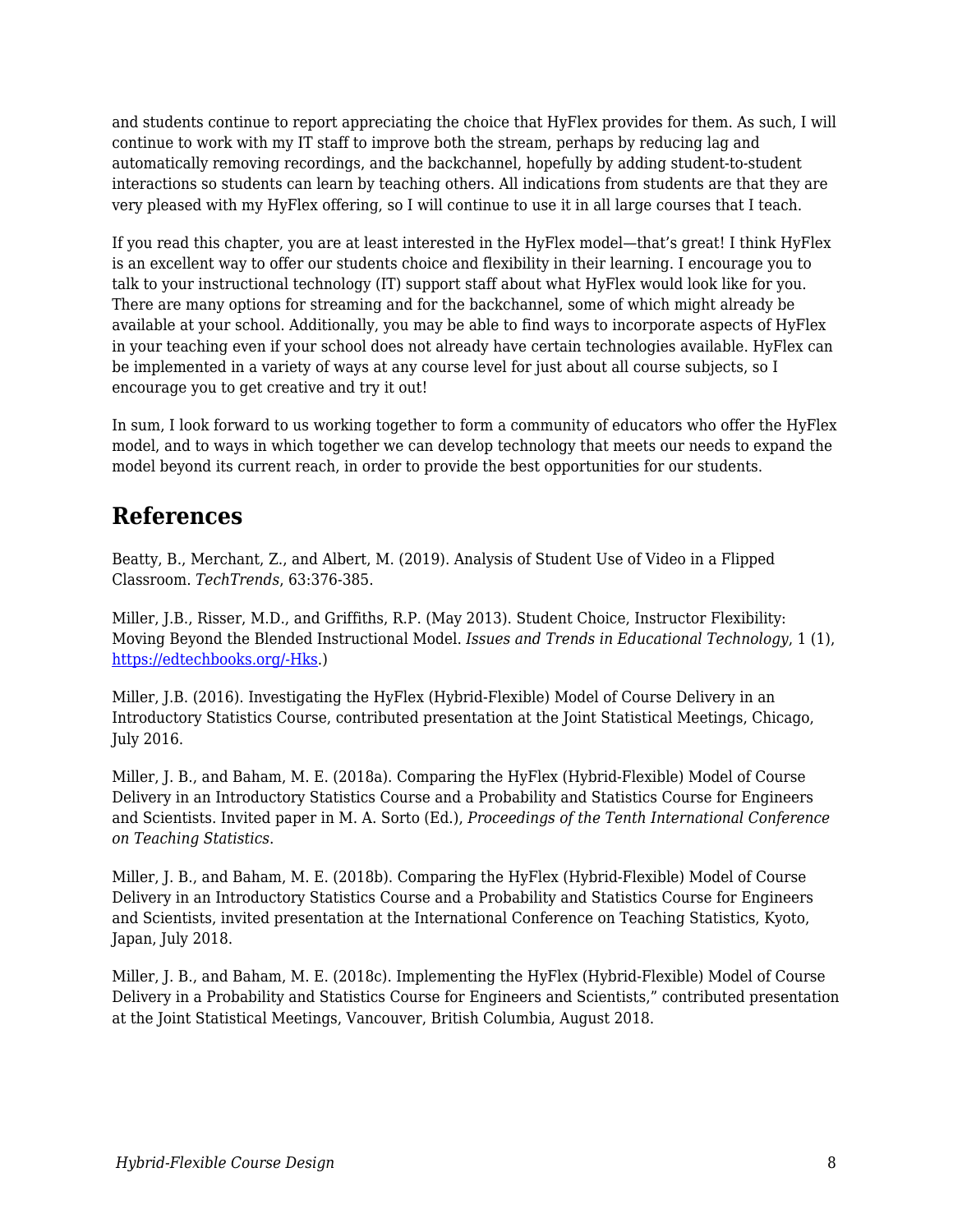and students continue to report appreciating the choice that HyFlex provides for them. As such, I will continue to work with my IT staff to improve both the stream, perhaps by reducing lag and automatically removing recordings, and the backchannel, hopefully by adding student-to-student interactions so students can learn by teaching others. All indications from students are that they are very pleased with my HyFlex offering, so I will continue to use it in all large courses that I teach.

If you read this chapter, you are at least interested in the HyFlex model—that's great! I think HyFlex is an excellent way to offer our students choice and flexibility in their learning. I encourage you to talk to your instructional technology (IT) support staff about what HyFlex would look like for you. There are many options for streaming and for the backchannel, some of which might already be available at your school. Additionally, you may be able to find ways to incorporate aspects of HyFlex in your teaching even if your school does not already have certain technologies available. HyFlex can be implemented in a variety of ways at any course level for just about all course subjects, so I encourage you to get creative and try it out!

In sum, I look forward to us working together to form a community of educators who offer the HyFlex model, and to ways in which together we can develop technology that meets our needs to expand the model beyond its current reach, in order to provide the best opportunities for our students.

## References

Beatty, B., Merchant, Z., and Albert, M. (2019). Analysis of Student Use of Video in a Flipped Classroom. *TechTrends*, 63:376-385.

Miller, J.B., Risser, M.D., and Griffiths, R.P. (May 2013). Student Choice, Instructor Flexibility: Moving Beyond the Blended Instructional Model. *Issues and Trends in Educational Technology*, 1 (1), [https://edtechbooks.org/-Hks](https://edtechbooks.org/-Hks).)

Miller, J.B. (2016). Investigating the HyFlex (Hybrid-Flexible) Model of Course Delivery in an Introductory Statistics Course, contributed presentation at the Joint Statistical Meetings, Chicago, July 2016.

Miller, J. B., and Baham, M. E. (2018a). Comparing the HyFlex (Hybrid-Flexible) Model of Course Delivery in an Introductory Statistics Course and a Probability and Statistics Course for Engineers and Scientists. Invited paper in M. A. Sorto (Ed.), *Proceedings of the Tenth International Conference on Teaching Statistics*.

Miller, J. B., and Baham, M. E. (2018b). Comparing the HyFlex (Hybrid-Flexible) Model of Course Delivery in an Introductory Statistics Course and a Probability and Statistics Course for Engineers and Scientists, invited presentation at the International Conference on Teaching Statistics, Kyoto, Japan, July 2018.

Miller, J. B., and Baham, M. E. (2018c). Implementing the HyFlex (Hybrid-Flexible) Model of Course Delivery in a Probability and Statistics Course for Engineers and Scientists," contributed presentation at the Joint Statistical Meetings, Vancouver, British Columbia, August 2018.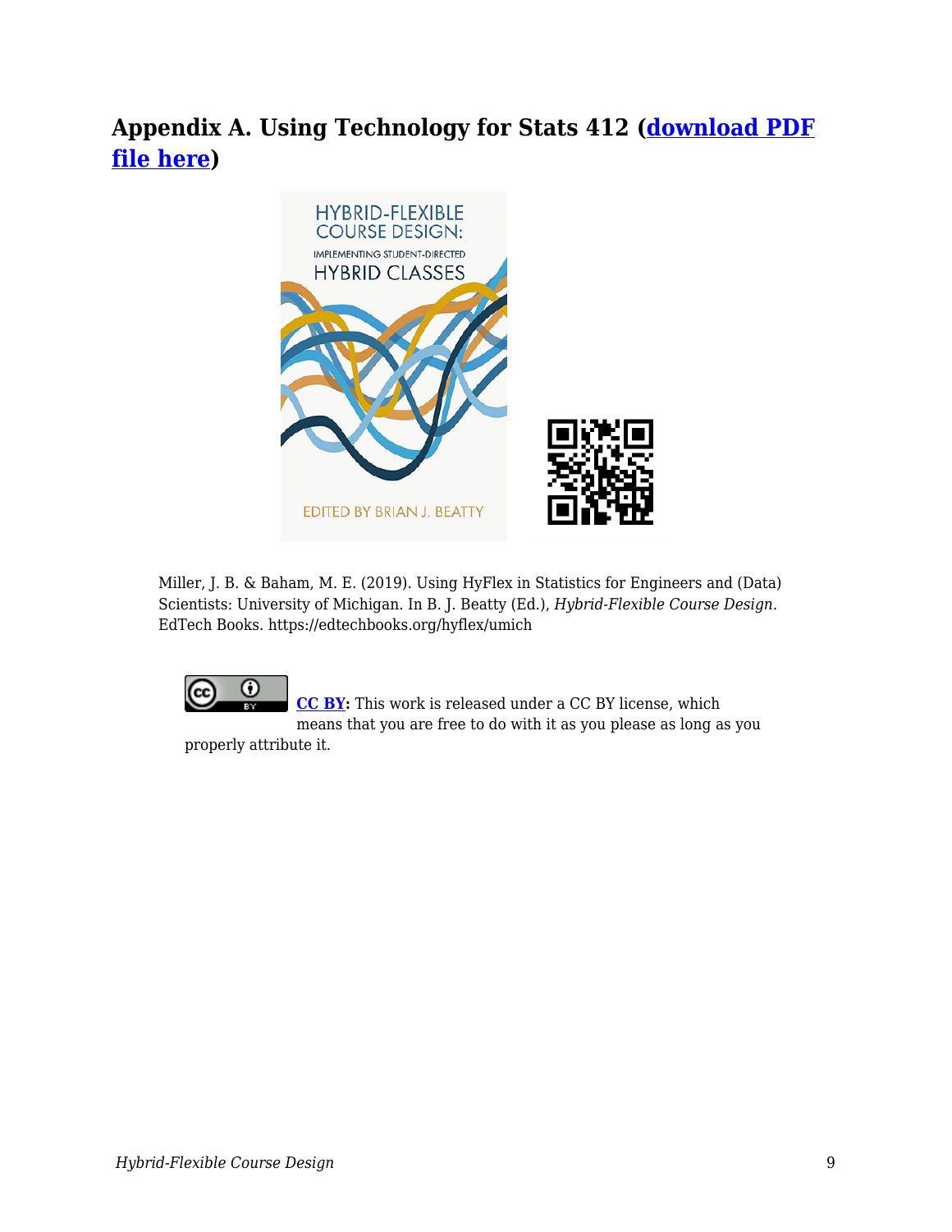## Appendix A. Using Technology for Stats 412 (download PDF file here)

Miller, J. B. & Baham, M. E. (2019). Using HyFlex in Statistics for Engineers and (Data) Scientists: University of Michigan. In B. J. Beatty (Ed.), *Hybrid-Flexible Course Design*. EdTech Books. https://edtechbooks.org/hyflex/umich

**CC BY:** This work is released under a CC BY license, which means that you are free to do with it as you please as long as you properly attribute it.